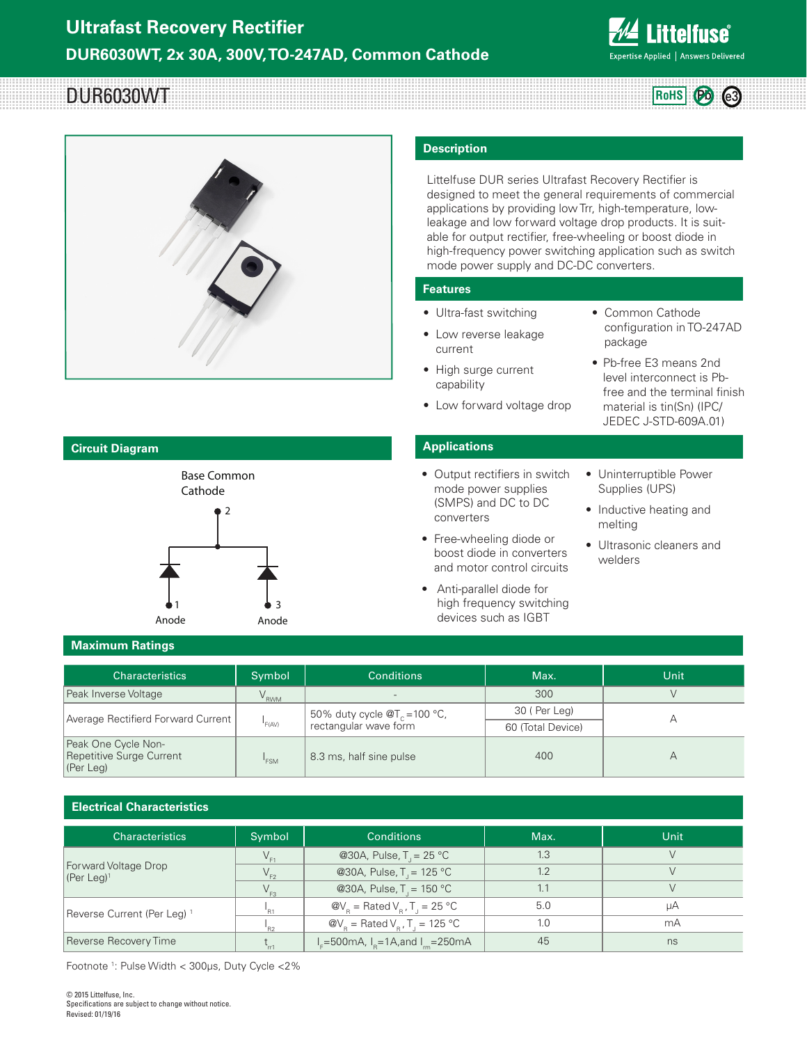# Ultrafast Recovery Rectifier

## DUR6030WT, 2x 30A, 300V, TO-247AD, Common Cathode

# DUR6030WT

RoHS Pb e3

## Description

Littelfuse DUR series Ultrafast Recovery Rectifier is designed to meet the general requirements of commercial applications by providing low Trr, high-temperature, low-leakage and low forward voltage drop products. It is suitable for output rectifier, free-wheeling or boost diode in high-frequency power switching application such as switch mode power supply and DC-DC converters.

## Features

- Ultra-fast switching
- Low reverse leakage current
- High surge current capability
- Low forward voltage drop
- Common Cathode configuration in TO-247AD package
- Pb-free E3 means 2nd level interconnect is Pb-free and the terminal finish material is tin(Sn) (IPC/JEDEC J-STD-609A.01)

## Circuit Diagram

Base Common Cathode

2

1 Anode

3 Anode

## Applications

- Output rectifiers in switch mode power supplies (SMPS) and DC to DC converters
- Free-wheeling diode or boost diode in converters and motor control circuits
- Anti-parallel diode for high frequency switching devices such as IGBT
- Uninterruptible Power Supplies (UPS)
- Inductive heating and melting
- Ultrasonic cleaners and welders

## Maximum Ratings

| Characteristics | Symbol | Conditions | Max. | Unit |
|---|---|---|---|---|
| Peak Inverse Voltage | $V_{RWM}$ | - | 300 | V |
| Average Rectifierd Forward Current | $I_{F(AV)}$ | 50% duty cycle @$T_C$=100 °C, rectangular wave form | 30 ( Per Leg) | A |
| | | | 60 (Total Device) | |
| Peak One Cycle Non-Repetitive Surge Current (Per Leg) | $I_{FSM}$ | 8.3 ms, half sine pulse | 400 | A |

## Electrical Characteristics

| Characteristics | Symbol | Conditions | Max. | Unit |
|---|---|---|---|---|
| Forward Voltage Drop (Per Leg)[1] | $V_{F1}$ | @30A, Pulse, $T_J$ = 25 °C | 1.3 | V |
| | $V_{F2}$ | @30A, Pulse, $T_J$ = 125 °C | 1.2 | V |
| | $V_{F3}$ | @30A, Pulse, $T_J$ = 150 °C | 1.1 | V |
| Reverse Current (Per Leg) [1] | $I_{R1}$ | @$V_R$ = Rated $V_R$, $T_J$ = 25 °C | 5.0 | µA |
| | $I_{R2}$ | @$V_R$ = Rated $V_R$, $T_J$ = 125 °C | 1.0 | mA |
| Reverse Recovery Time | $t_{rr1}$ | $I_F$=500mA, $I_R$=1A,and $I_{rm}$=250mA | 45 | ns |

Footnote [1]: Pulse Width < 300µs, Duty Cycle <2%

© 2015 Littelfuse, Inc.
Specifications are subject to change without notice.
Revised: 01/19/16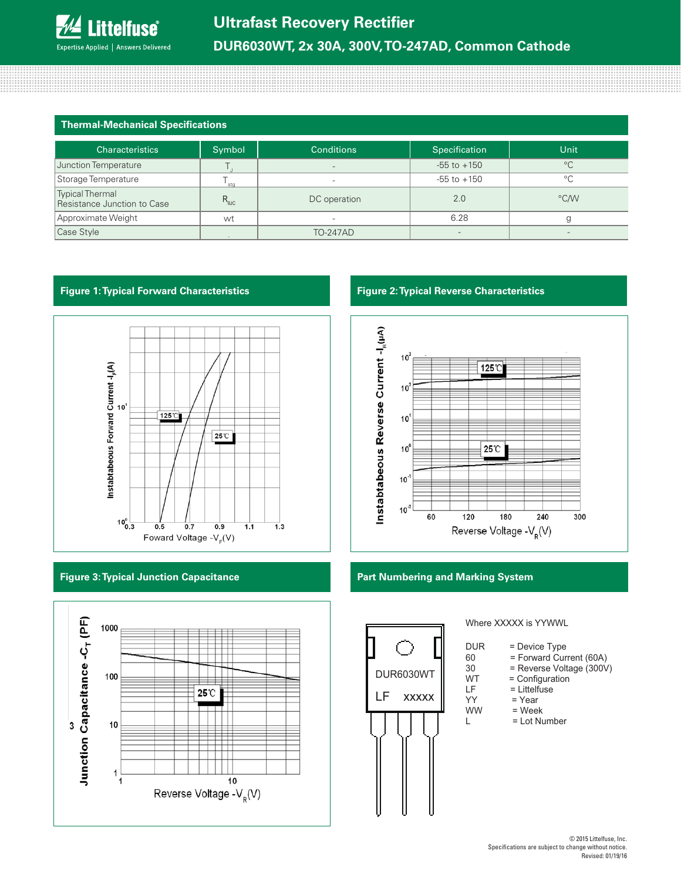## Thermal-Mechanical Specifications

| Characteristics | Symbol | Conditions | Specification | Unit |
|---|---|---|---|---|
| Junction Temperature | $T_J$ | - | -55 to +150 | °C |
| Storage Temperature | $T_{stg}$ | - | -55 to +150 | °C |
| Typical Thermal Resistance Junction to Case | $R_{\theta JC}$ | DC operation | 2.0 | °C/W |
| Approximate Weight | wt | - | 6.28 | g |
| Case Style | - | TO-247AD | - | - |

## Figure 1: Typical Forward Characteristics

Instabtabeous Forward Current $-I_F$(A)

Foward Voltage $-V_F$(V)

125℃ / 25℃

## Figure 2: Typical Reverse Characteristics

Instabtabeous Reverse Current $-I_R$(μA)

Reverse Voltage $-V_R$(V)

125℃ / 25℃

## Figure 3: Typical Junction Capacitance

Junction Capacitance $-C_T$ (PF)

Reverse Voltage $-V_R$(V)

25℃

## Part Numbering and Marking System

DUR6030WT
LF XXXXX

Where XXXXX is YYWWL

| | |
|---|---|
| DUR | = Device Type |
| 60 | = Forward Current (60A) |
| 30 | = Reverse Voltage (300V) |
| WT | = Configuration |
| LF | = Littelfuse |
| YY | = Year |
| WW | = Week |
| L | = Lot Number |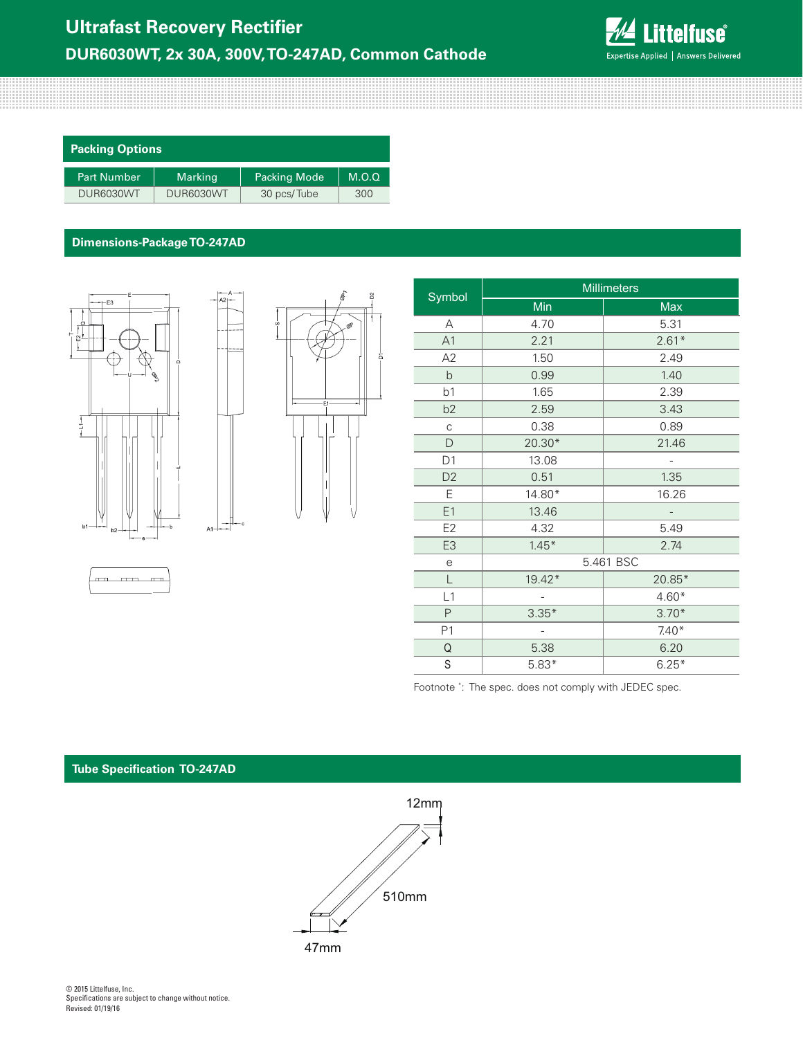# Ultrafast Recovery Rectifier

## DUR6030WT, 2x 30A, 300V, TO-247AD, Common Cathode

### Packing Options

| Part Number | Marking | Packing Mode | M.O.Q |
|---|---|---|---|
| DUR6030WT | DUR6030WT | 30 pcs/Tube | 300 |

### Dimensions-Package TO-247AD

| Symbol | Millimeters | |
|---|---|---|
| | Min | Max |
| A | 4.70 | 5.31 |
| A1 | 2.21 | 2.61* |
| A2 | 1.50 | 2.49 |
| b | 0.99 | 1.40 |
| b1 | 1.65 | 2.39 |
| b2 | 2.59 | 3.43 |
| c | 0.38 | 0.89 |
| D | 20.30* | 21.46 |
| D1 | 13.08 | - |
| D2 | 0.51 | 1.35 |
| E | 14.80* | 16.26 |
| E1 | 13.46 | - |
| E2 | 4.32 | 5.49 |
| E3 | 1.45* | 2.74 |
| e | 5.461 BSC | |
| L | 19.42* | 20.85* |
| L1 | - | 4.60* |
| P | 3.35* | 3.70* |
| P1 | - | 7.40* |
| Q | 5.38 | 6.20 |
| S | 5.83* | 6.25* |

Footnote *: The spec. does not comply with JEDEC spec.

### Tube Specification TO-247AD

12mm

510mm

47mm

© 2015 Littelfuse, Inc.
Specifications are subject to change without notice.
Revised: 01/19/16